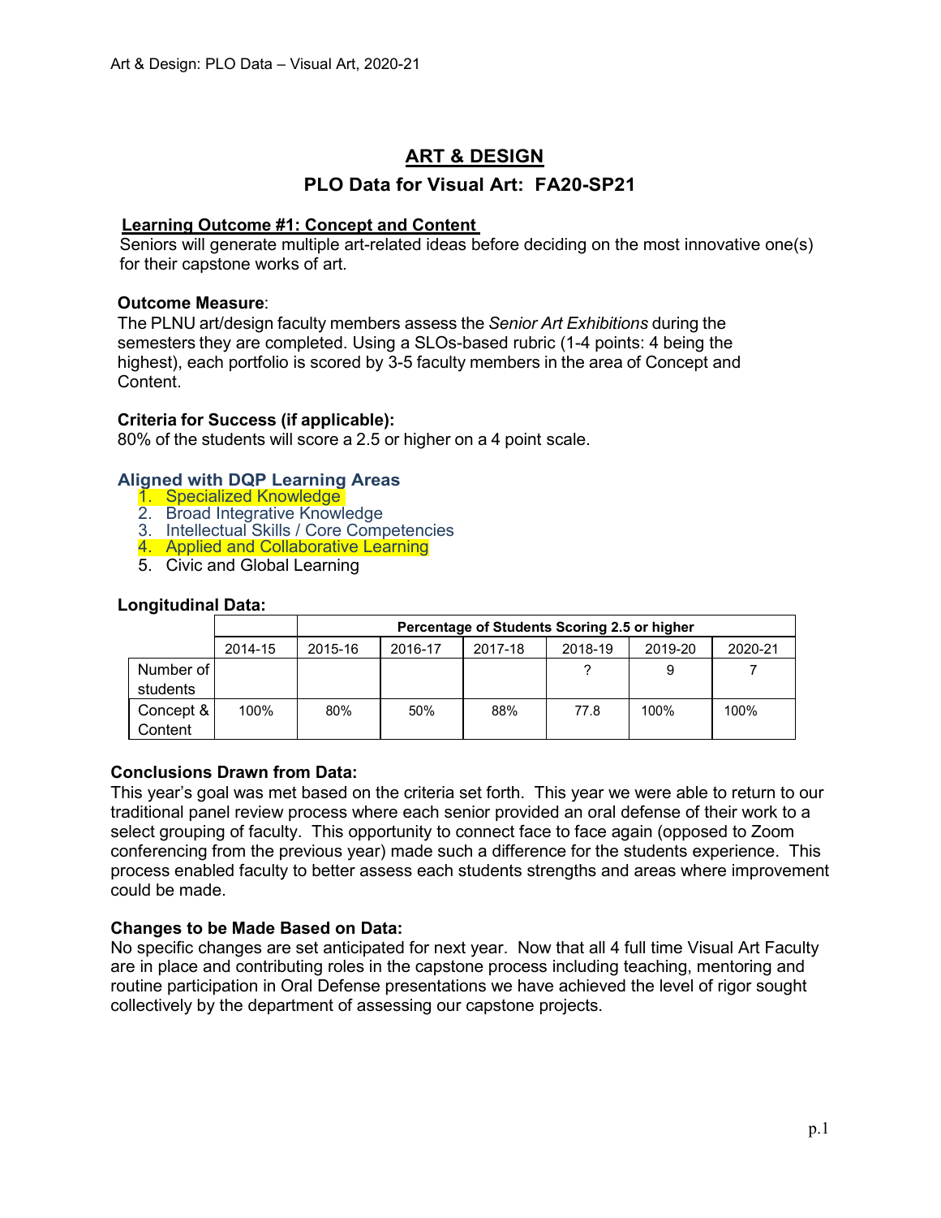# ART & DESIGN

## PLO Data for Visual Art: FA20-SP21

### Learning Outcome #1: Concept and Content

Seniors will generate multiple art-related ideas before deciding on the most innovative one(s) for their capstone works of art.

**Outcome Measure**:

The PLNU art/design faculty members assess the *Senior Art Exhibitions* during the semesters they are completed. Using a SLOs-based rubric (1-4 points: 4 being the highest), each portfolio is scored by 3-5 faculty members in the area of Concept and Content.

**Criteria for Success (if applicable):**

80% of the students will score a 2.5 or higher on a 4 point scale.

**Aligned with DQP Learning Areas**

1. Specialized Knowledge
2. Broad Integrative Knowledge
3. Intellectual Skills / Core Competencies
4. Applied and Collaborative Learning
5. Civic and Global Learning

**Longitudinal Data:**

| | | Percentage of Students Scoring 2.5 or higher | | | | | |
|---|---|---|---|---|---|---|---|
| | 2014-15 | 2015-16 | 2016-17 | 2017-18 | 2018-19 | 2019-20 | 2020-21 |
| Number of students | | | | | ? | 9 | 7 |
| Concept & Content | 100% | 80% | 50% | 88% | 77.8 | 100% | 100% |

**Conclusions Drawn from Data:**

This year's goal was met based on the criteria set forth. This year we were able to return to our traditional panel review process where each senior provided an oral defense of their work to a select grouping of faculty. This opportunity to connect face to face again (opposed to Zoom conferencing from the previous year) made such a difference for the students experience. This process enabled faculty to better assess each students strengths and areas where improvement could be made.

**Changes to be Made Based on Data:**

No specific changes are set anticipated for next year. Now that all 4 full time Visual Art Faculty are in place and contributing roles in the capstone process including teaching, mentoring and routine participation in Oral Defense presentations we have achieved the level of rigor sought collectively by the department of assessing our capstone projects.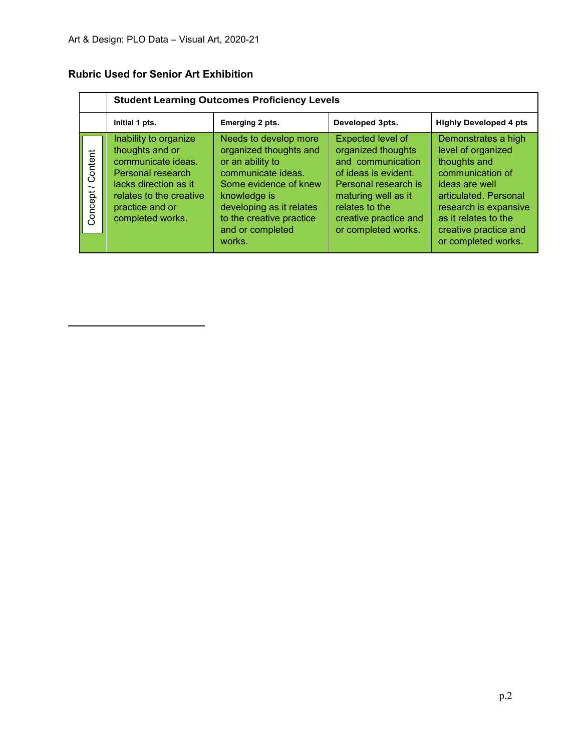## Rubric Used for Senior Art Exhibition

| | Student Learning Outcomes Proficiency Levels | | | |
|---|---|---|---|---|
| | **Initial 1 pts.** | **Emerging 2 pts.** | **Developed 3pts.** | **Highly Developed 4 pts** |
| Concept / Content | Inability to organize thoughts and or communicate ideas. Personal research lacks direction as it relates to the creative practice and or completed works. | Needs to develop more organized thoughts and or an ability to communicate ideas. Some evidence of knew knowledge is developing as it relates to the creative practice and or completed works. | Expected level of organized thoughts and communication of ideas is evident. Personal research is maturing well as it relates to the creative practice and or completed works. | Demonstrates a high level of organized thoughts and communication of ideas are well articulated. Personal research is expansive as it relates to the creative practice and or completed works. |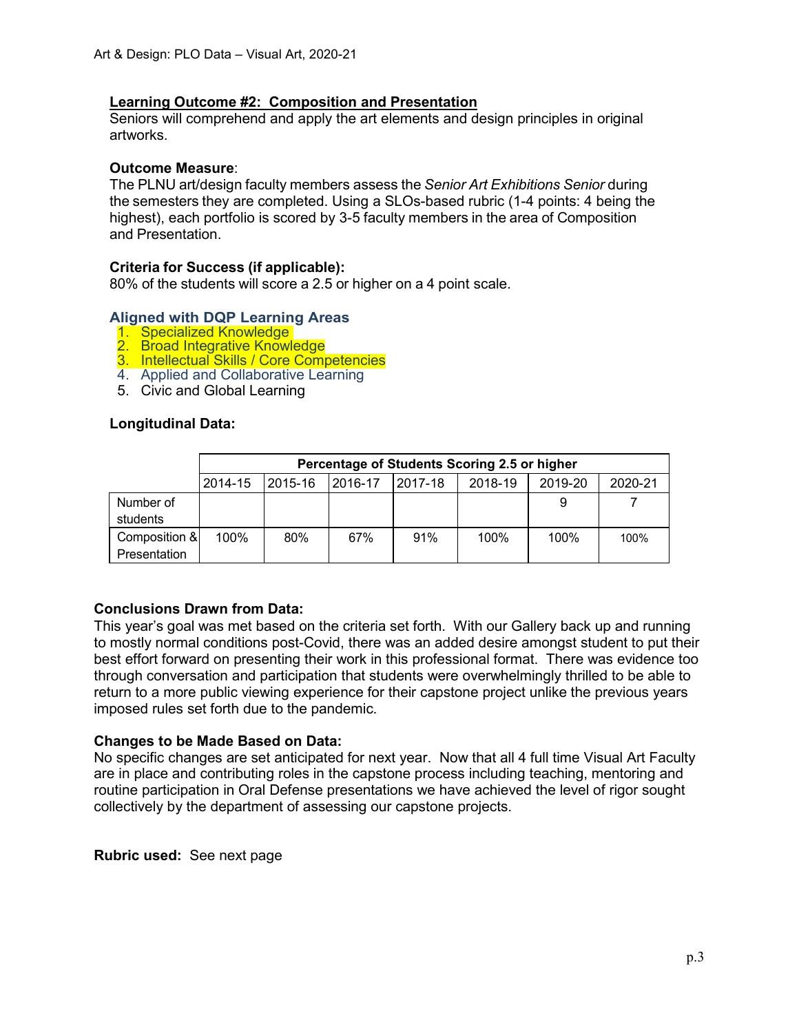### Learning Outcome #2: Composition and Presentation

Seniors will comprehend and apply the art elements and design principles in original artworks.

**Outcome Measure**:
The PLNU art/design faculty members assess the *Senior Art Exhibitions Senior* during the semesters they are completed. Using a SLOs-based rubric (1-4 points: 4 being the highest), each portfolio is scored by 3-5 faculty members in the area of Composition and Presentation.

**Criteria for Success (if applicable):**
80% of the students will score a 2.5 or higher on a 4 point scale.

**Aligned with DQP Learning Areas**

1. Specialized Knowledge
2. Broad Integrative Knowledge
3. Intellectual Skills / Core Competencies
4. Applied and Collaborative Learning
5. Civic and Global Learning

**Longitudinal Data:**

| | Percentage of Students Scoring 2.5 or higher | | | | | | |
|---|---|---|---|---|---|---|---|
| | 2014-15 | 2015-16 | 2016-17 | 2017-18 | 2018-19 | 2019-20 | 2020-21 |
| Number of students | | | | | | 9 | 7 |
| Composition & Presentation | 100% | 80% | 67% | 91% | 100% | 100% | 100% |

**Conclusions Drawn from Data:**
This year's goal was met based on the criteria set forth. With our Gallery back up and running to mostly normal conditions post-Covid, there was an added desire amongst student to put their best effort forward on presenting their work in this professional format. There was evidence too through conversation and participation that students were overwhelmingly thrilled to be able to return to a more public viewing experience for their capstone project unlike the previous years imposed rules set forth due to the pandemic.

**Changes to be Made Based on Data:**
No specific changes are set anticipated for next year. Now that all 4 full time Visual Art Faculty are in place and contributing roles in the capstone process including teaching, mentoring and routine participation in Oral Defense presentations we have achieved the level of rigor sought collectively by the department of assessing our capstone projects.

**Rubric used:** See next page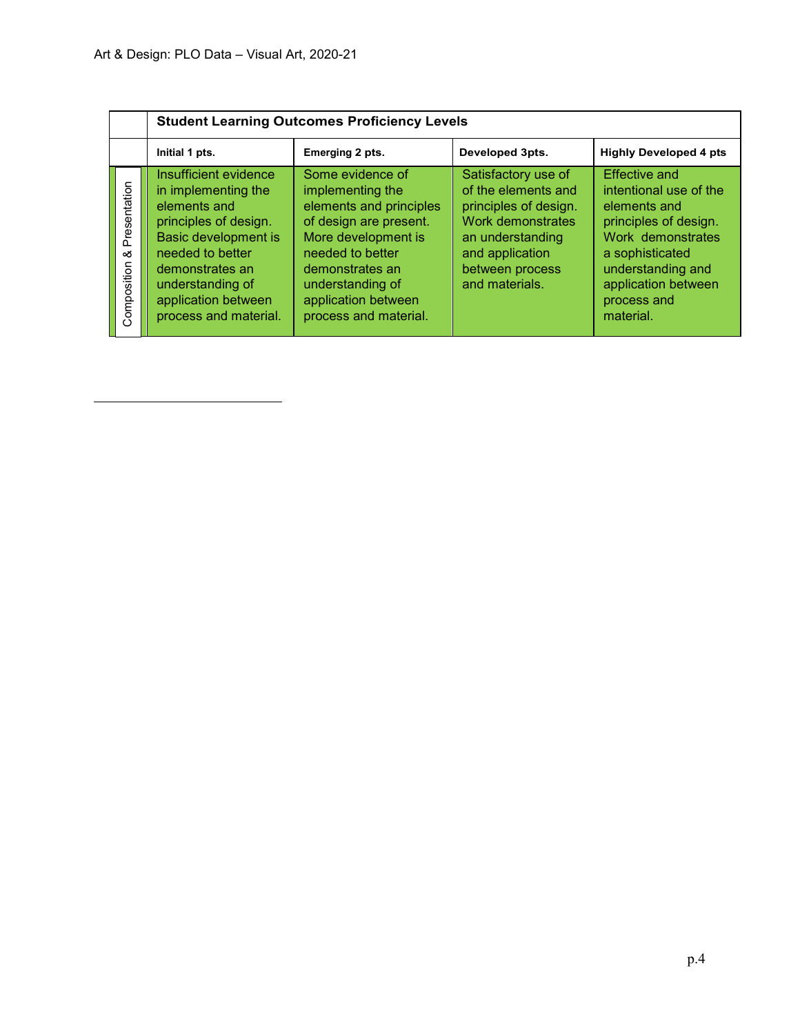|  | Student Learning Outcomes Proficiency Levels | | | |
|---|---|---|---|---|
|  | **Initial 1 pts.** | **Emerging 2 pts.** | **Developed 3pts.** | **Highly Developed 4 pts** |
| Composition & Presentation | Insufficient evidence in implementing the elements and principles of design. Basic development is needed to better demonstrates an understanding of application between process and material. | Some evidence of implementing the elements and principles of design are present. More development is needed to better demonstrates an understanding of application between process and material. | Satisfactory use of of the elements and principles of design. Work demonstrates an understanding and application between process and materials. | Effective and intentional use of the elements and principles of design. Work demonstrates a sophisticated understanding and application between process and material. |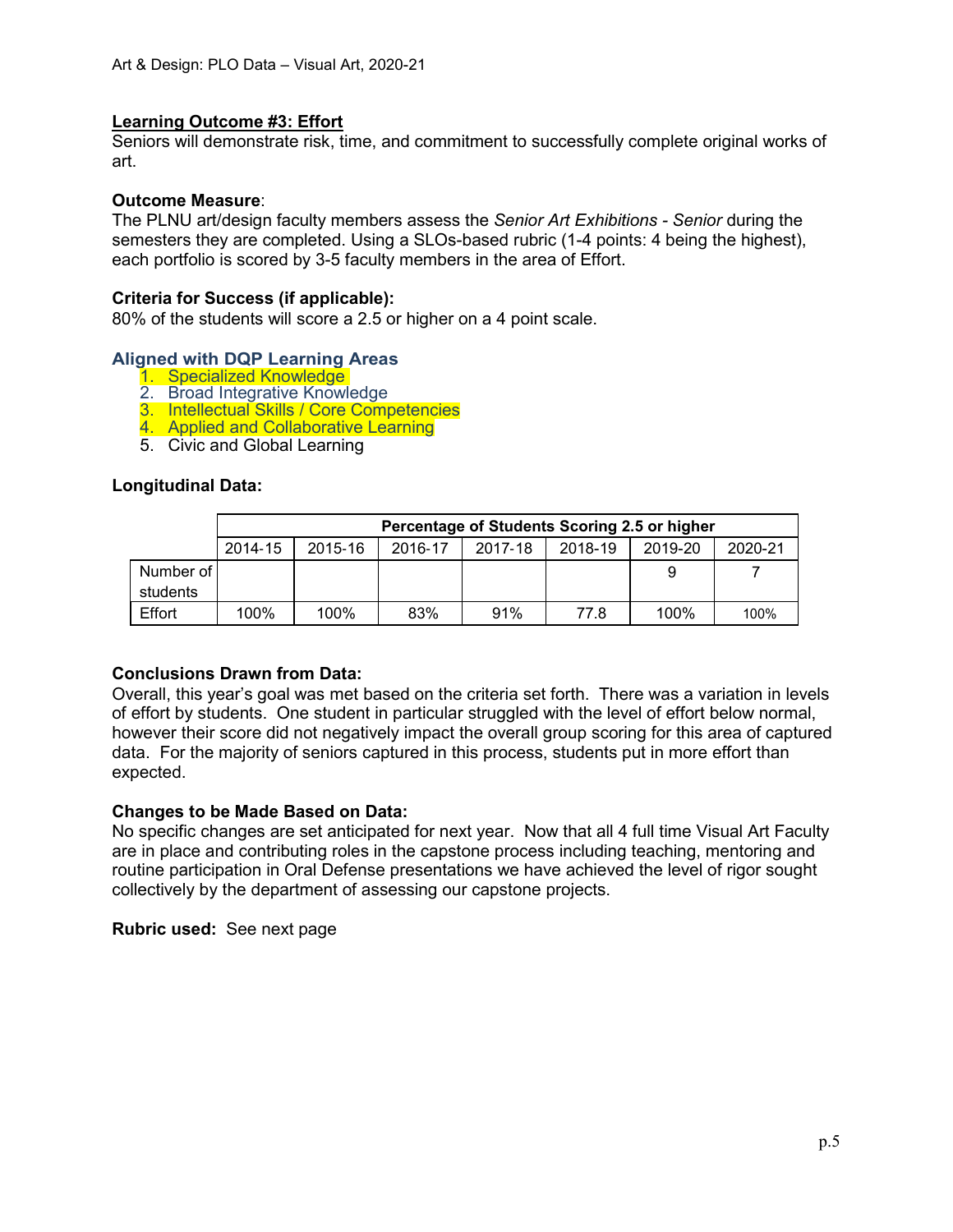## Learning Outcome #3: Effort

Seniors will demonstrate risk, time, and commitment to successfully complete original works of art.

**Outcome Measure**:
The PLNU art/design faculty members assess the *Senior Art Exhibitions - Senior* during the semesters they are completed. Using a SLOs-based rubric (1-4 points: 4 being the highest), each portfolio is scored by 3-5 faculty members in the area of Effort.

**Criteria for Success (if applicable):**
80% of the students will score a 2.5 or higher on a 4 point scale.

**Aligned with DQP Learning Areas**

1. Specialized Knowledge
2. Broad Integrative Knowledge
3. Intellectual Skills / Core Competencies
4. Applied and Collaborative Learning
5. Civic and Global Learning

**Longitudinal Data:**

| | Percentage of Students Scoring 2.5 or higher | | | | | | |
|---|---|---|---|---|---|---|---|
| | 2014-15 | 2015-16 | 2016-17 | 2017-18 | 2018-19 | 2019-20 | 2020-21 |
| Number of students | | | | | | 9 | 7 |
| Effort | 100% | 100% | 83% | 91% | 77.8 | 100% | 100% |

**Conclusions Drawn from Data:**
Overall, this year's goal was met based on the criteria set forth. There was a variation in levels of effort by students. One student in particular struggled with the level of effort below normal, however their score did not negatively impact the overall group scoring for this area of captured data. For the majority of seniors captured in this process, students put in more effort than expected.

**Changes to be Made Based on Data:**
No specific changes are set anticipated for next year. Now that all 4 full time Visual Art Faculty are in place and contributing roles in the capstone process including teaching, mentoring and routine participation in Oral Defense presentations we have achieved the level of rigor sought collectively by the department of assessing our capstone projects.

**Rubric used:** See next page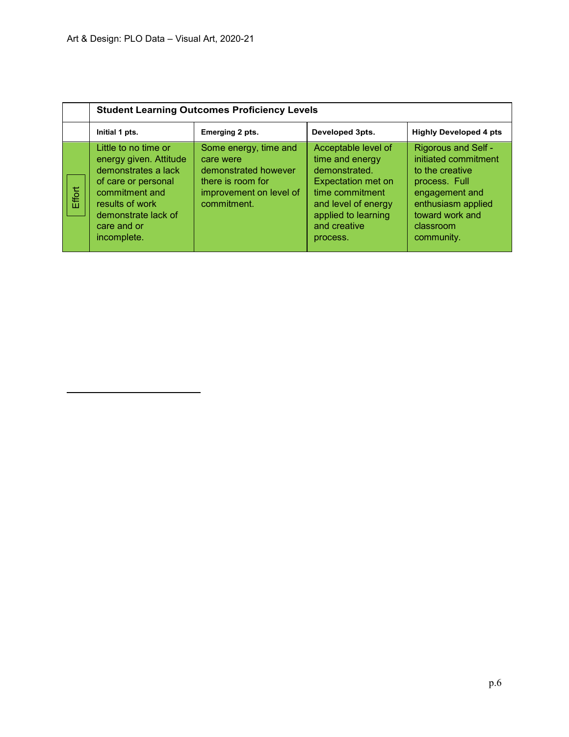| | Student Learning Outcomes Proficiency Levels | | | |
|---|---|---|---|---|
| | **Initial 1 pts.** | **Emerging 2 pts.** | **Developed 3pts.** | **Highly Developed 4 pts** |
| Effort | Little to no time or energy given. Attitude demonstrates a lack of care or personal commitment and results of work demonstrate lack of care and or incomplete. | Some energy, time and care were demonstrated however there is room for improvement on level of commitment. | Acceptable level of time and energy demonstrated. Expectation met on time commitment and level of energy applied to learning and creative process. | Rigorous and Self - initiated commitment to the creative process. Full engagement and enthusiasm applied toward work and classroom community. |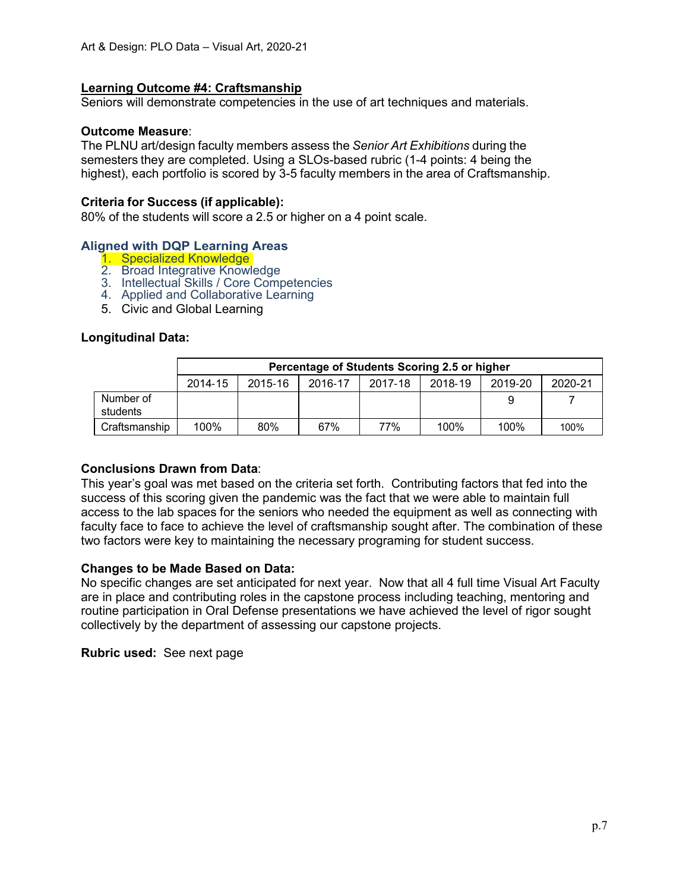**Learning Outcome #4: Craftsmanship**

Seniors will demonstrate competencies in the use of art techniques and materials.

**Outcome Measure**:

The PLNU art/design faculty members assess the *Senior Art Exhibitions* during the semesters they are completed. Using a SLOs-based rubric (1-4 points: 4 being the highest), each portfolio is scored by 3-5 faculty members in the area of Craftsmanship.

**Criteria for Success (if applicable):**

80% of the students will score a 2.5 or higher on a 4 point scale.

### Aligned with DQP Learning Areas

1. Specialized Knowledge
2. Broad Integrative Knowledge
3. Intellectual Skills / Core Competencies
4. Applied and Collaborative Learning
5. Civic and Global Learning

**Longitudinal Data:**

| | Percentage of Students Scoring 2.5 or higher | | | | | | |
|---|---|---|---|---|---|---|---|
| | 2014-15 | 2015-16 | 2016-17 | 2017-18 | 2018-19 | 2019-20 | 2020-21 |
| Number of students | | | | | | 9 | 7 |
| Craftsmanship | 100% | 80% | 67% | 77% | 100% | 100% | 100% |

**Conclusions Drawn from Data**:

This year's goal was met based on the criteria set forth. Contributing factors that fed into the success of this scoring given the pandemic was the fact that we were able to maintain full access to the lab spaces for the seniors who needed the equipment as well as connecting with faculty face to face to achieve the level of craftsmanship sought after. The combination of these two factors were key to maintaining the necessary programing for student success.

**Changes to be Made Based on Data:**

No specific changes are set anticipated for next year. Now that all 4 full time Visual Art Faculty are in place and contributing roles in the capstone process including teaching, mentoring and routine participation in Oral Defense presentations we have achieved the level of rigor sought collectively by the department of assessing our capstone projects.

**Rubric used:** See next page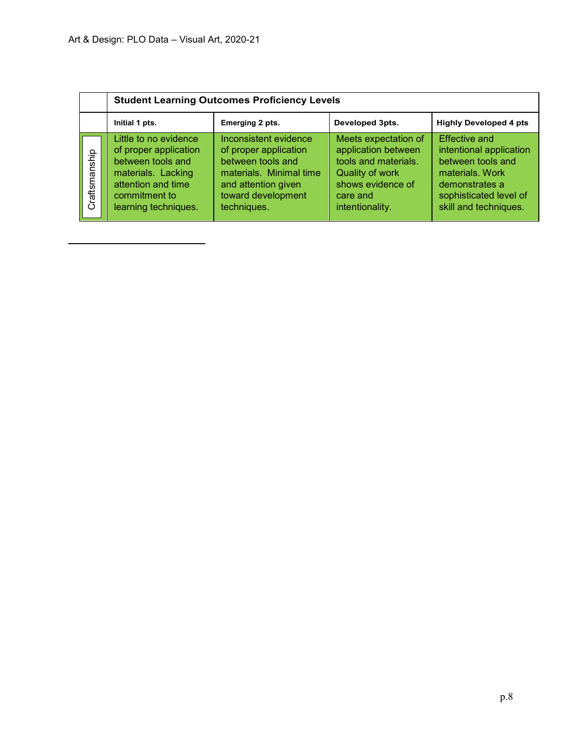| | Student Learning Outcomes Proficiency Levels | | | |
|---|---|---|---|---|
| | **Initial 1 pts.** | **Emerging 2 pts.** | **Developed 3pts.** | **Highly Developed 4 pts** |
| Craftsmanship | Little to no evidence of proper application between tools and materials. Lacking attention and time commitment to learning techniques. | Inconsistent evidence of proper application between tools and materials. Minimal time and attention given toward development techniques. | Meets expectation of application between tools and materials. Quality of work shows evidence of care and intentionality. | Effective and intentional application between tools and materials. Work demonstrates a sophisticated level of skill and techniques. |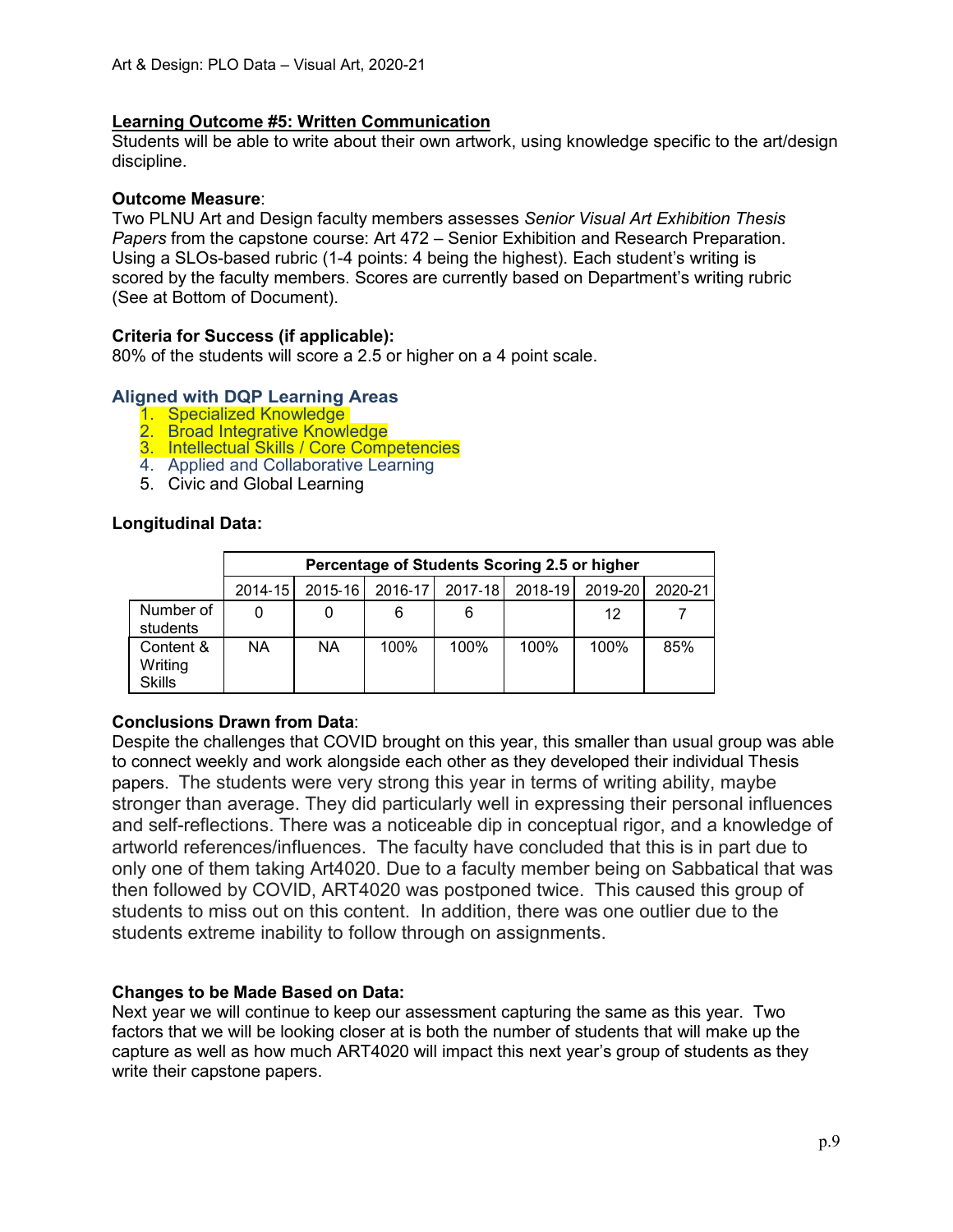## Learning Outcome #5: Written Communication

Students will be able to write about their own artwork, using knowledge specific to the art/design discipline.

**Outcome Measure**:
Two PLNU Art and Design faculty members assesses *Senior Visual Art Exhibition Thesis Papers* from the capstone course: Art 472 – Senior Exhibition and Research Preparation. Using a SLOs-based rubric (1-4 points: 4 being the highest). Each student's writing is scored by the faculty members. Scores are currently based on Department's writing rubric (See at Bottom of Document).

**Criteria for Success (if applicable):**
80% of the students will score a 2.5 or higher on a 4 point scale.

### Aligned with DQP Learning Areas

1. Specialized Knowledge
2. Broad Integrative Knowledge
3. Intellectual Skills / Core Competencies
4. Applied and Collaborative Learning
5. Civic and Global Learning

**Longitudinal Data:**

| | Percentage of Students Scoring 2.5 or higher | | | | | | |
|---|---|---|---|---|---|---|---|
| | 2014-15 | 2015-16 | 2016-17 | 2017-18 | 2018-19 | 2019-20 | 2020-21 |
| Number of students | 0 | 0 | 6 | 6 | | 12 | 7 |
| Content & Writing Skills | NA | NA | 100% | 100% | 100% | 100% | 85% |

**Conclusions Drawn from Data**:
Despite the challenges that COVID brought on this year, this smaller than usual group was able to connect weekly and work alongside each other as they developed their individual Thesis papers. The students were very strong this year in terms of writing ability, maybe stronger than average. They did particularly well in expressing their personal influences and self-reflections. There was a noticeable dip in conceptual rigor, and a knowledge of artworld references/influences. The faculty have concluded that this is in part due to only one of them taking Art4020. Due to a faculty member being on Sabbatical that was then followed by COVID, ART4020 was postponed twice. This caused this group of students to miss out on this content. In addition, there was one outlier due to the students extreme inability to follow through on assignments.

**Changes to be Made Based on Data:**
Next year we will continue to keep our assessment capturing the same as this year. Two factors that we will be looking closer at is both the number of students that will make up the capture as well as how much ART4020 will impact this next year's group of students as they write their capstone papers.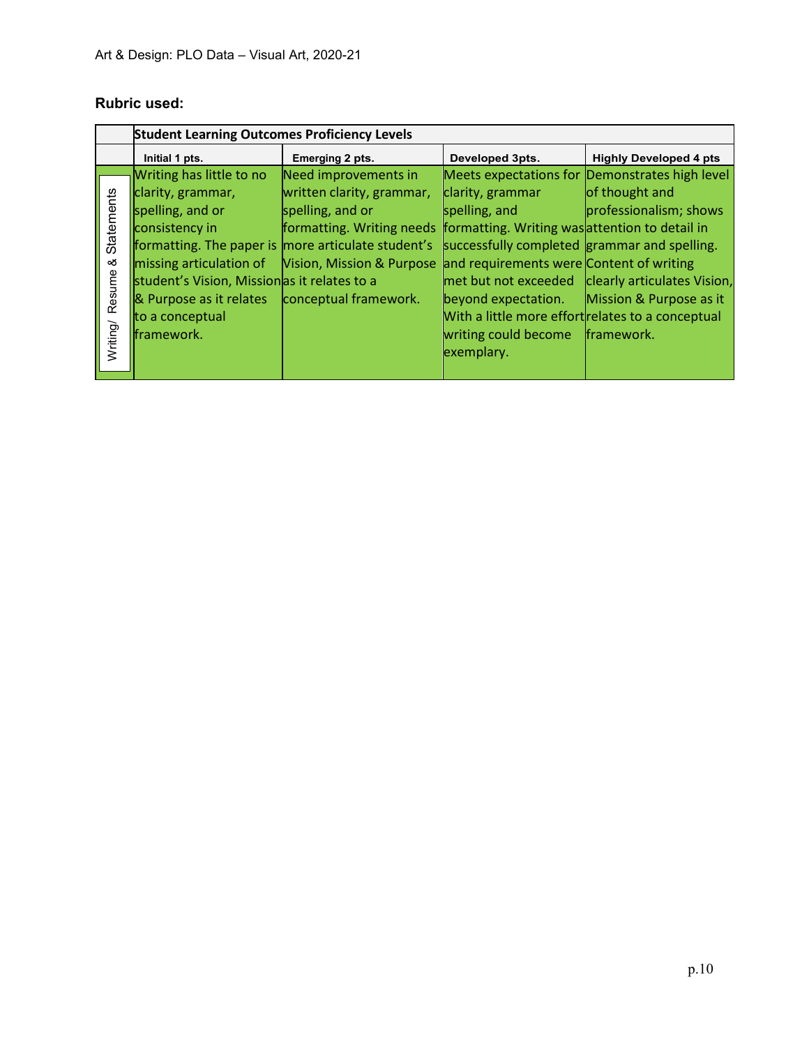**Rubric used:**

| | Student Learning Outcomes Proficiency Levels | | | |
|---|---|---|---|---|
| | **Initial 1 pts.** | **Emerging 2 pts.** | **Developed 3pts.** | **Highly Developed 4 pts** |
| Writing/ Resume & Statements | Writing has little to no clarity, grammar, spelling, and or consistency in formatting. The paper is missing articulation of student's Vision, Mission & Purpose as it relates to a conceptual framework. | Need improvements in written clarity, grammar, spelling, and or formatting. Writing needs more articulate student's Vision, Mission & Purpose as it relates to a conceptual framework. | Meets expectations for clarity, grammar spelling, and formatting. Writing was successfully completed and requirements were met but not exceeded beyond expectation. With a little more effort writing could become exemplary. | Demonstrates high level of thought and professionalism; shows attention to detail in grammar and spelling. Content of writing clearly articulates Vision, Mission & Purpose as it relates to a conceptual framework. |